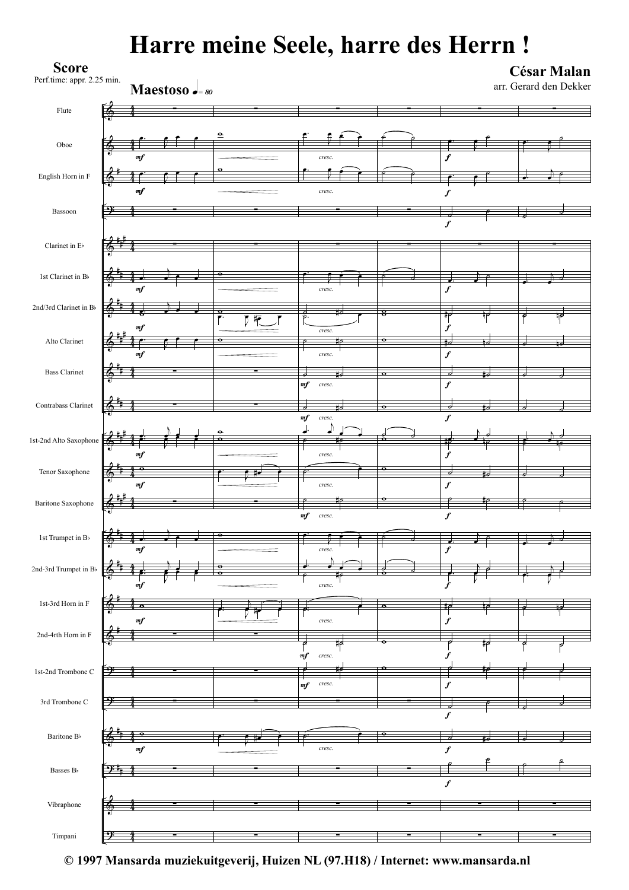# Harre meine Seele, harre des Herrn !

**Score**
Perf.time: appr. 2.25 min.

**César Malan**
arr. Gerard den Dekker

**Maestoso** ♩= 80

Flute
Oboe
English Horn in F
Bassoon
Clarinet in E♭
1st Clarinet in B♭
2nd/3rd Clarinet in B♭
Alto Clarinet
Bass Clarinet
Contrabass Clarinet
1st-2nd Alto Saxophone
Tenor Saxophone
Baritone Saxophone
1st Trumpet in B♭
2nd-3rd Trumpet in B♭
1st-3rd Horn in F
2nd-4rth Horn in F
1st-2nd Trombone C
3rd Trombone C
Baritone B♭
Basses B♭
Vibraphone
Timpani

*mf* *cresc.* *f*

**© 1997 Mansarda muziekuitgeverij, Huizen NL (97.H18) / Internet: www.mansarda.nl**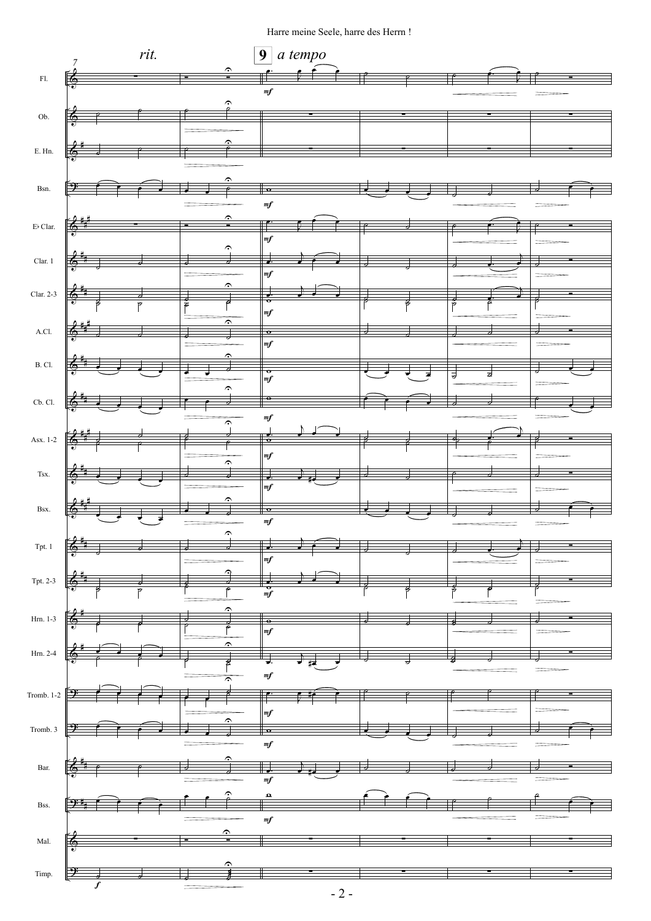*rit.*

**9** *a tempo*

Fl.

Ob.

E. Hn.

Bsn.

E♭ Clar.

Clar. 1

Clar. 2-3

A.Cl.

B. Cl.

Cb. Cl.

Asx. 1-2

Tsx.

Bsx.

Tpt. 1

Tpt. 2-3

Hrn. 1-3

Hrn. 2-4

Tromb. 1-2

Tromb. 3

Bar.

Bss.

Mal.

Timp.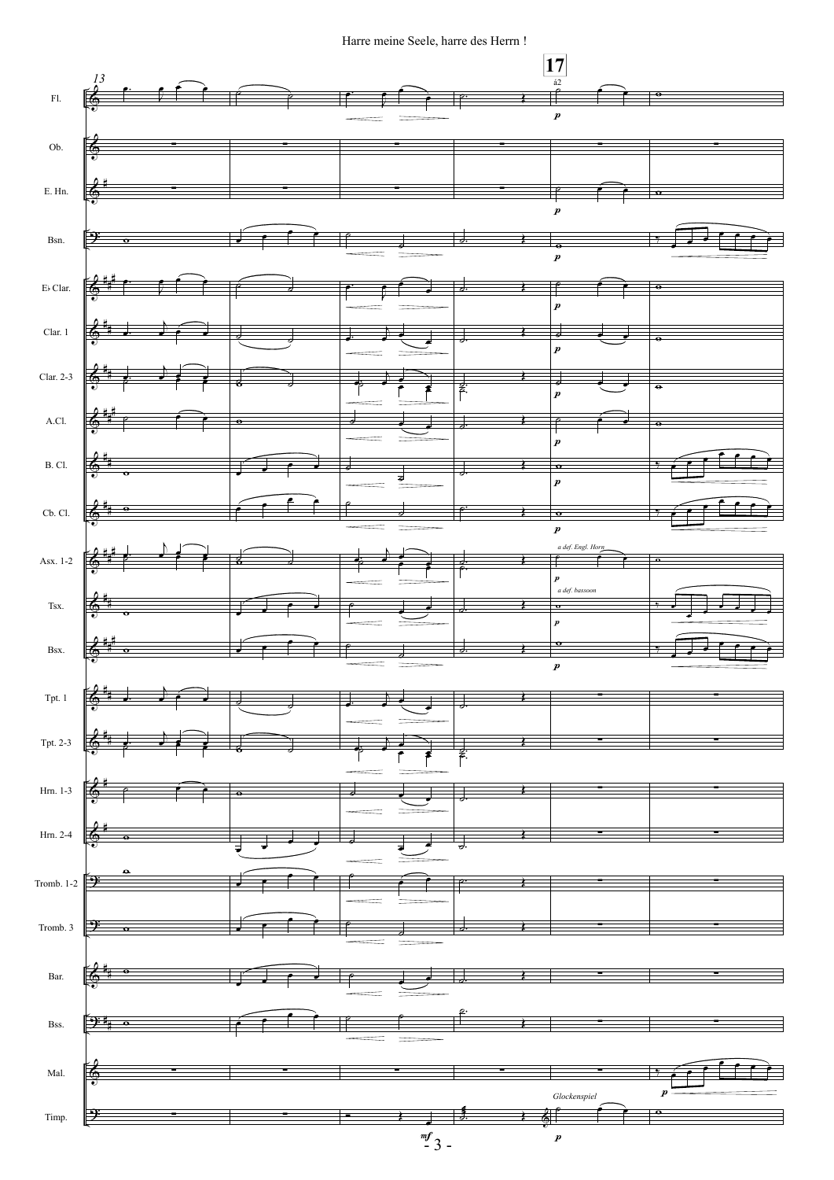13

17

Fl.

Ob.

E. Hn.

Bsn.

E♭ Clar.

Clar. 1

Clar. 2-3

A.Cl.

B. Cl.

Cb. Cl.

Asx. 1-2

Tsx.

Bsx.

Tpt. 1

Tpt. 2-3

Hrn. 1-3

Hrn. 2-4

Tromb. 1-2

Tromb. 3

Bar.

Bss.

Mal.

Timp.

á2

*a def. Engl. Horn*

*a def. bassoon*

*Glockenspiel*

*p* *mf*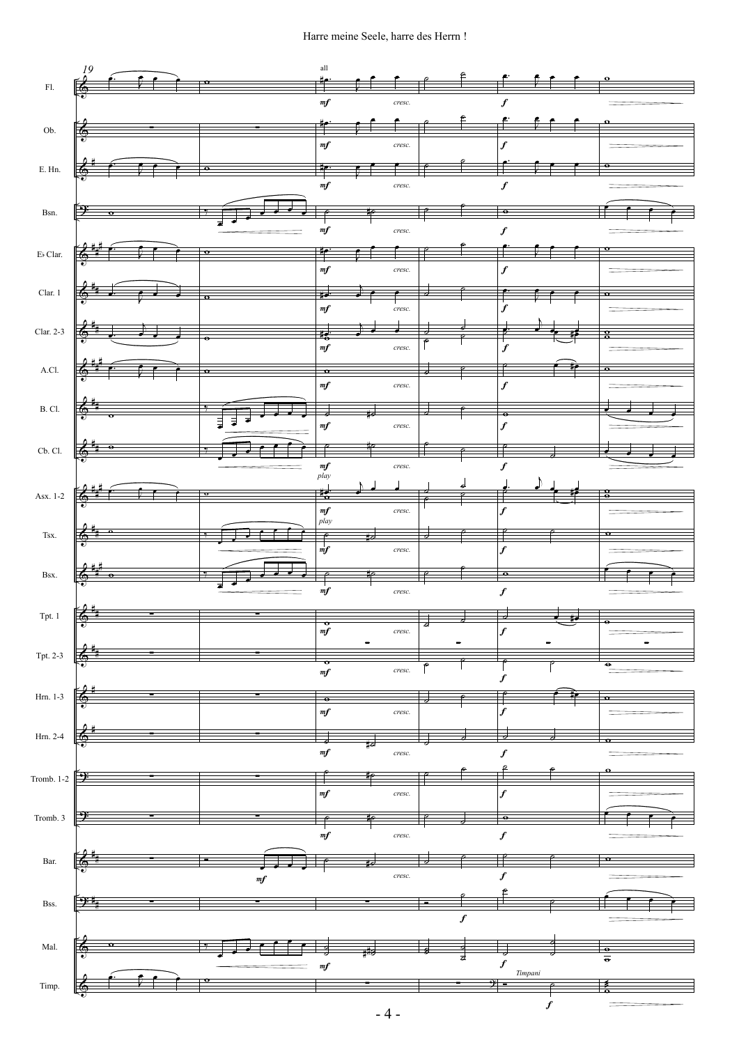Harre meine Seele, harre des Herrn !

19

Fl.

Ob.

E. Hn.

Bsn.

E♭ Clar.

Clar. 1

Clar. 2-3

A.Cl.

B. Cl.

Cb. Cl.

Asx. 1-2

Tsx.

Bsx.

Tpt. 1

Tpt. 2-3

Hrn. 1-3

Hrn. 2-4

Tromb. 1-2

Tromb. 3

Bar.

Bss.

Mal.

Timp.

all

*play*

*play*

*mf* *cresc.* *f*

*Timpani*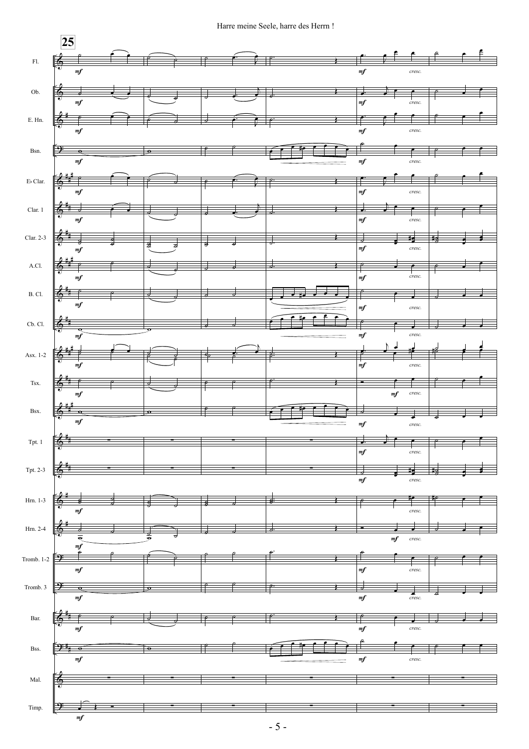**25**

Fl. — *mf* — *mf* *cresc.*

Ob. — *mf* — *mf* *cresc.*

E. Hn. — *mf* — *mf* *cresc.*

Bsn. — *mf* — *mf* *cresc.*

E♭ Clar. — *mf* — *mf* *cresc.*

Clar. 1 — *mf* — *mf* *cresc.*

Clar. 2-3 — *mf* — *mf* *cresc.*

A.Cl. — *mf* — *mf* *cresc.*

B. Cl. — *mf* — *mf* *cresc.*

Cb. Cl. — *mf* — *mf* *cresc.*

Asx. 1-2 — *mf* — *mf* *cresc.*

Tsx. — *mf* — *mf* *cresc.*

Bsx. — *mf* — *mf* *cresc.*

Tpt. 1 — *mf* *cresc.*

Tpt. 2-3 — *mf* *cresc.*

Hrn. 1-3 — *mf* — *cresc.*

Hrn. 2-4 — *mf* — *mf* *cresc.*

Tromb. 1-2 — *mf* — *mf* *cresc.*

Tromb. 3 — *mf* — *mf* *cresc.*

Bar. — *mf* — *mf* *cresc.*

Bss. — *mf* — *mf* *cresc.*

Mal.

Timp. — *mf*